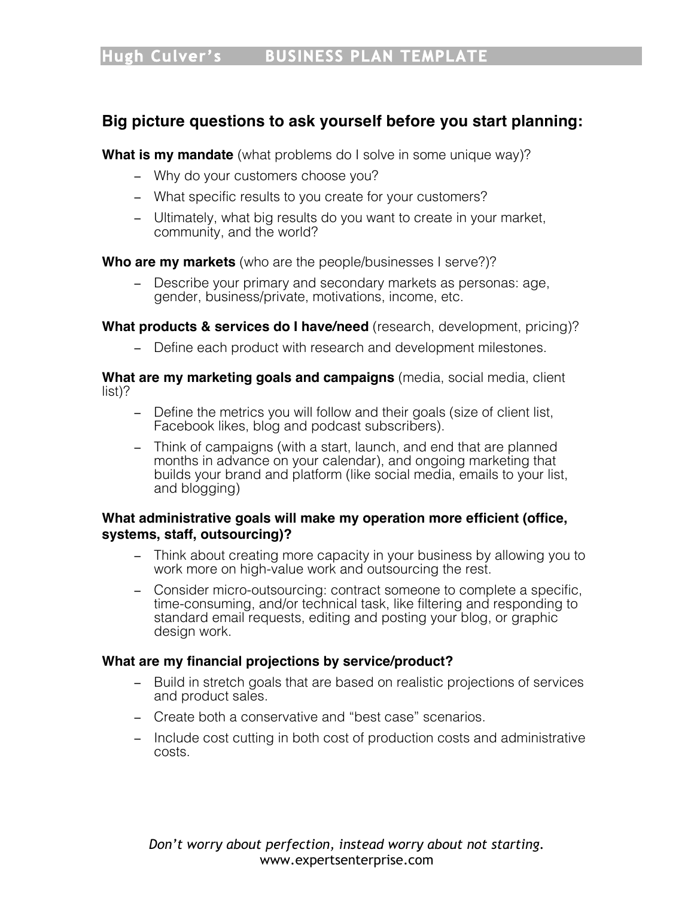# Hugh Culver's BUSINESS PLAN TEMPLATE

## Big picture questions to ask yourself before you start planning:

**What is my mandate** (what problems do I solve in some unique way)?

- Why do your customers choose you?
- What specific results to you create for your customers?
- Ultimately, what big results do you want to create in your market, community, and the world?

**Who are my markets** (who are the people/businesses I serve?)?

- Describe your primary and secondary markets as personas: age, gender, business/private, motivations, income, etc.

**What products & services do I have/need** (research, development, pricing)?

- Define each product with research and development milestones.

**What are my marketing goals and campaigns** (media, social media, client list)?

- Define the metrics you will follow and their goals (size of client list, Facebook likes, blog and podcast subscribers).
- Think of campaigns (with a start, launch, and end that are planned months in advance on your calendar), and ongoing marketing that builds your brand and platform (like social media, emails to your list, and blogging)

**What administrative goals will make my operation more efficient (office, systems, staff, outsourcing)?**

- Think about creating more capacity in your business by allowing you to work more on high-value work and outsourcing the rest.
- Consider micro-outsourcing: contract someone to complete a specific, time-consuming, and/or technical task, like filtering and responding to standard email requests, editing and posting your blog, or graphic design work.

**What are my financial projections by service/product?**

- Build in stretch goals that are based on realistic projections of services and product sales.
- Create both a conservative and "best case" scenarios.
- Include cost cutting in both cost of production costs and administrative costs.

*Don't worry about perfection, instead worry about not starting.*
www.expertsenterprise.com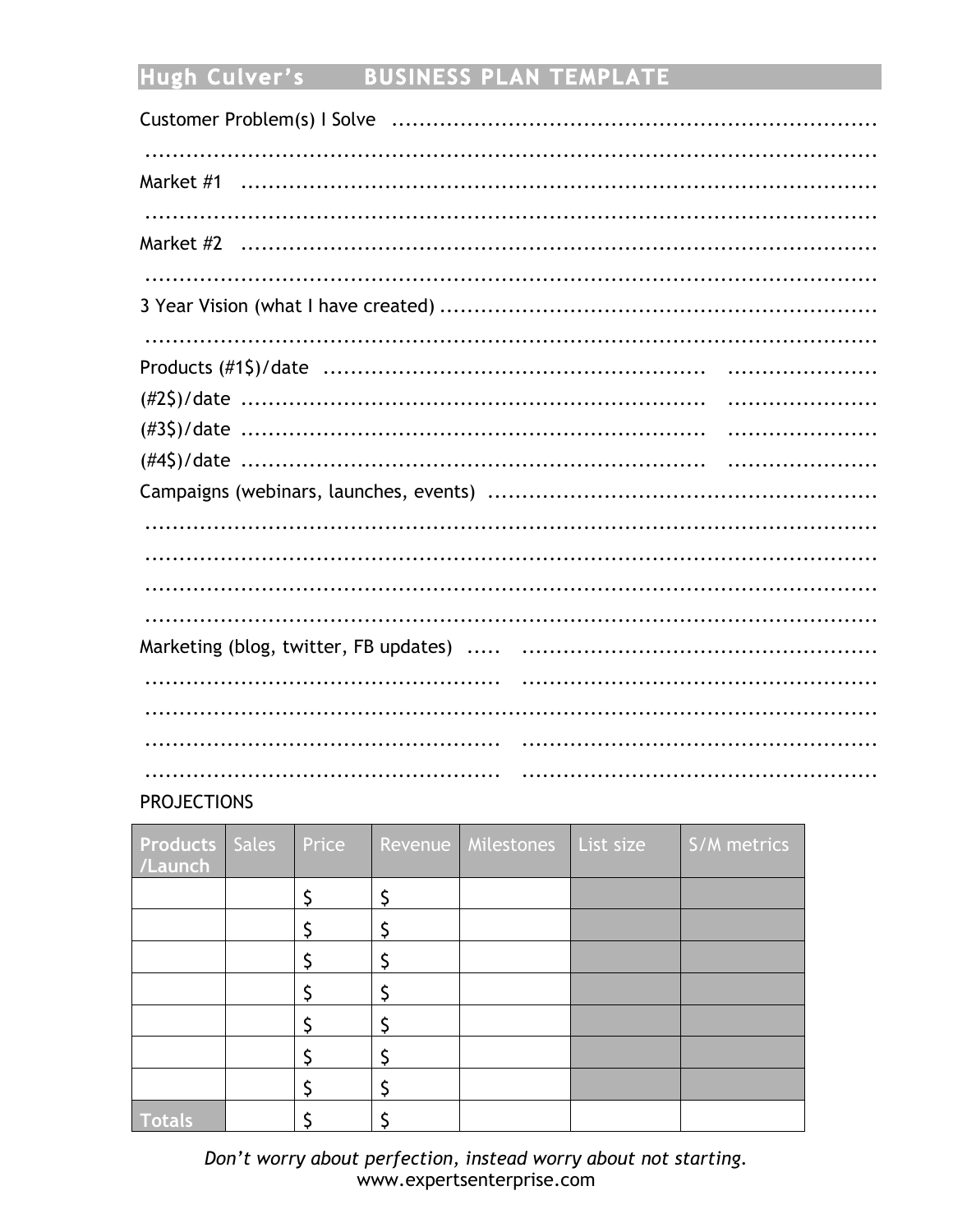## Hugh Culver's BUSINESS PLAN TEMPLATE

Customer Problem(s) I Solve ...........................................................................

...........................................................................................................

Market #1 ..............................................................................................

...........................................................................................................

Market #2 ..............................................................................................

...........................................................................................................

3 Year Vision (what I have created) ................................................................

...........................................................................................................

Products (#1$)/date ........................................................ ......................

(#2$)/date ................................................................. ......................

(#3$)/date ................................................................. ......................

(#4$)/date ................................................................. ......................

Campaigns (webinars, launches, events) ..........................................................

...........................................................................................................

...........................................................................................................

...........................................................................................................

...........................................................................................................

Marketing (blog, twitter, FB updates) ..... ...................................................

................................................... ...................................................

...........................................................................................................

................................................... ...................................................

................................................... ...................................................

PROJECTIONS

| Products /Launch | Sales | Price | Revenue | Milestones | List size | S/M metrics |
|---|---|---|---|---|---|---|
| | | $ | $ | | | |
| | | $ | $ | | | |
| | | $ | $ | | | |
| | | $ | $ | | | |
| | | $ | $ | | | |
| | | $ | $ | | | |
| | | $ | $ | | | |
| **Totals** | | $ | $ | | | |

*Don't worry about perfection, instead worry about not starting.*

www.expertsenterprise.com